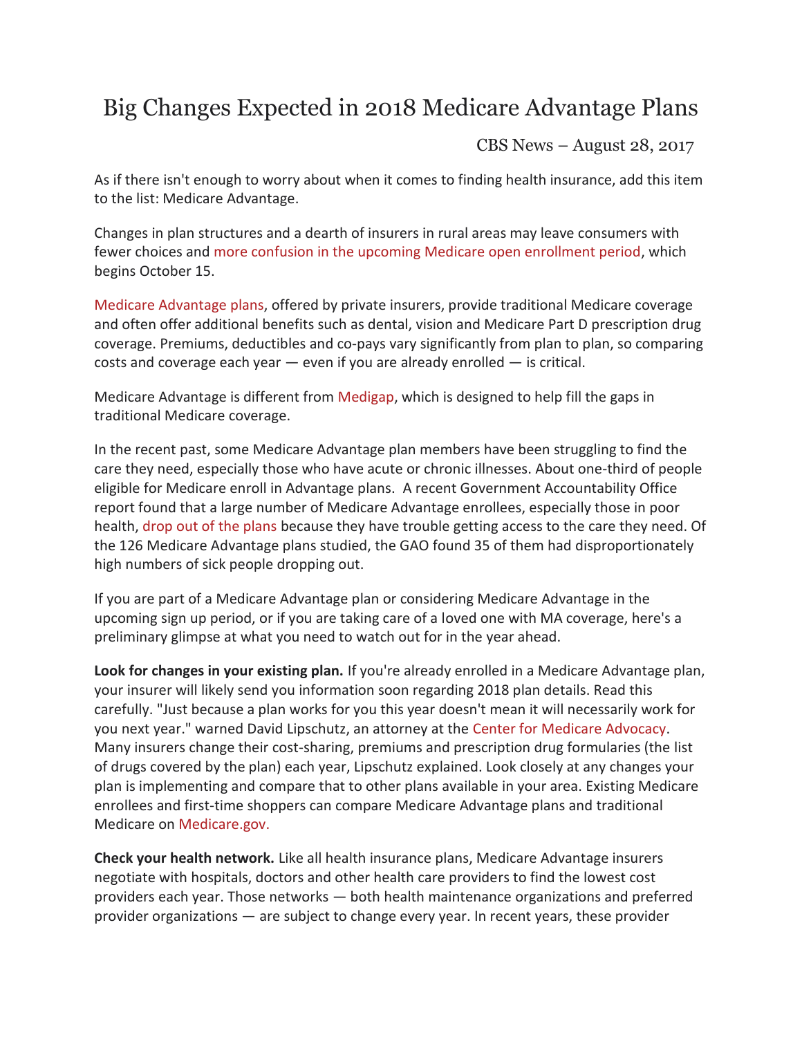# Big Changes Expected in 2018 Medicare Advantage Plans

CBS News – August 28, 2017

As if there isn't enough to worry about when it comes to finding health insurance, add this item to the list: Medicare Advantage.

Changes in plan structures and a dearth of insurers in rural areas may leave consumers with fewer choices and more confusion in the upcoming Medicare open enrollment period, which begins October 15.

Medicare Advantage plans, offered by private insurers, provide traditional Medicare coverage and often offer additional benefits such as dental, vision and Medicare Part D prescription drug coverage. Premiums, deductibles and co-pays vary significantly from plan to plan, so comparing costs and coverage each year — even if you are already enrolled — is critical.

Medicare Advantage is different from Medigap, which is designed to help fill the gaps in traditional Medicare coverage.

In the recent past, some Medicare Advantage plan members have been struggling to find the care they need, especially those who have acute or chronic illnesses. About one-third of people eligible for Medicare enroll in Advantage plans. A recent Government Accountability Office report found that a large number of Medicare Advantage enrollees, especially those in poor health, drop out of the plans because they have trouble getting access to the care they need. Of the 126 Medicare Advantage plans studied, the GAO found 35 of them had disproportionately high numbers of sick people dropping out.

If you are part of a Medicare Advantage plan or considering Medicare Advantage in the upcoming sign up period, or if you are taking care of a loved one with MA coverage, here's a preliminary glimpse at what you need to watch out for in the year ahead.

**Look for changes in your existing plan.** If you're already enrolled in a Medicare Advantage plan, your insurer will likely send you information soon regarding 2018 plan details. Read this carefully. "Just because a plan works for you this year doesn't mean it will necessarily work for you next year." warned David Lipschutz, an attorney at the Center for Medicare Advocacy. Many insurers change their cost-sharing, premiums and prescription drug formularies (the list of drugs covered by the plan) each year, Lipschutz explained. Look closely at any changes your plan is implementing and compare that to other plans available in your area. Existing Medicare enrollees and first-time shoppers can compare Medicare Advantage plans and traditional Medicare on Medicare.gov.

**Check your health network.** Like all health insurance plans, Medicare Advantage insurers negotiate with hospitals, doctors and other health care providers to find the lowest cost providers each year. Those networks — both health maintenance organizations and preferred provider organizations — are subject to change every year. In recent years, these provider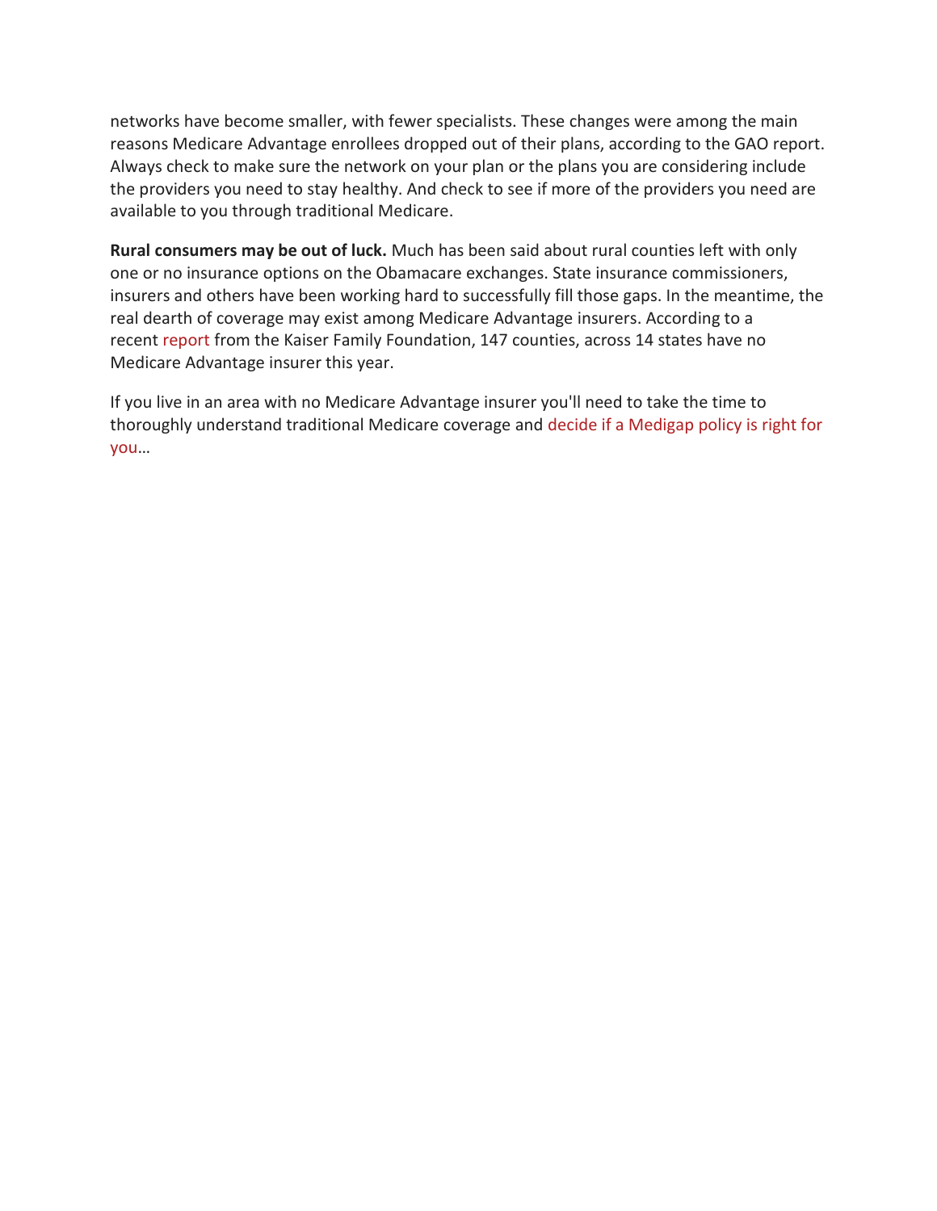networks have become smaller, with fewer specialists. These changes were among the main reasons Medicare Advantage enrollees dropped out of their plans, according to the GAO report. Always check to make sure the network on your plan or the plans you are considering include the providers you need to stay healthy. And check to see if more of the providers you need are available to you through traditional Medicare.

**Rural consumers may be out of luck.** Much has been said about rural counties left with only one or no insurance options on the Obamacare exchanges. State insurance commissioners, insurers and others have been working hard to successfully fill those gaps. In the meantime, the real dearth of coverage may exist among Medicare Advantage insurers. According to a recent report from the Kaiser Family Foundation, 147 counties, across 14 states have no Medicare Advantage insurer this year.

If you live in an area with no Medicare Advantage insurer you'll need to take the time to thoroughly understand traditional Medicare coverage and decide if a Medigap policy is right for you…